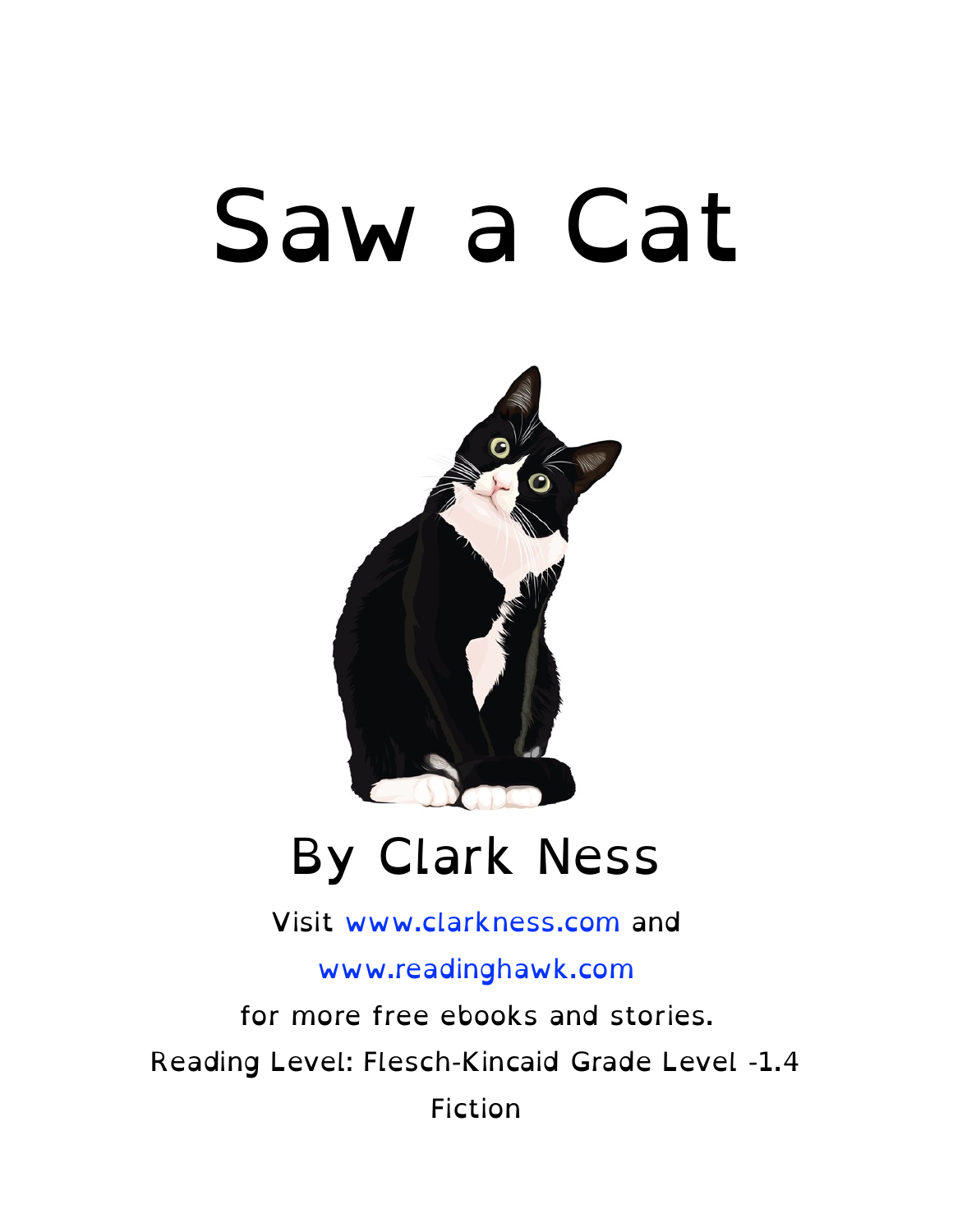# Saw a Cat

## By Clark Ness

Visit www.clarkness.com and

www.readinghawk.com

for more free ebooks and stories.

Reading Level: Flesch-Kincaid Grade Level -1.4

Fiction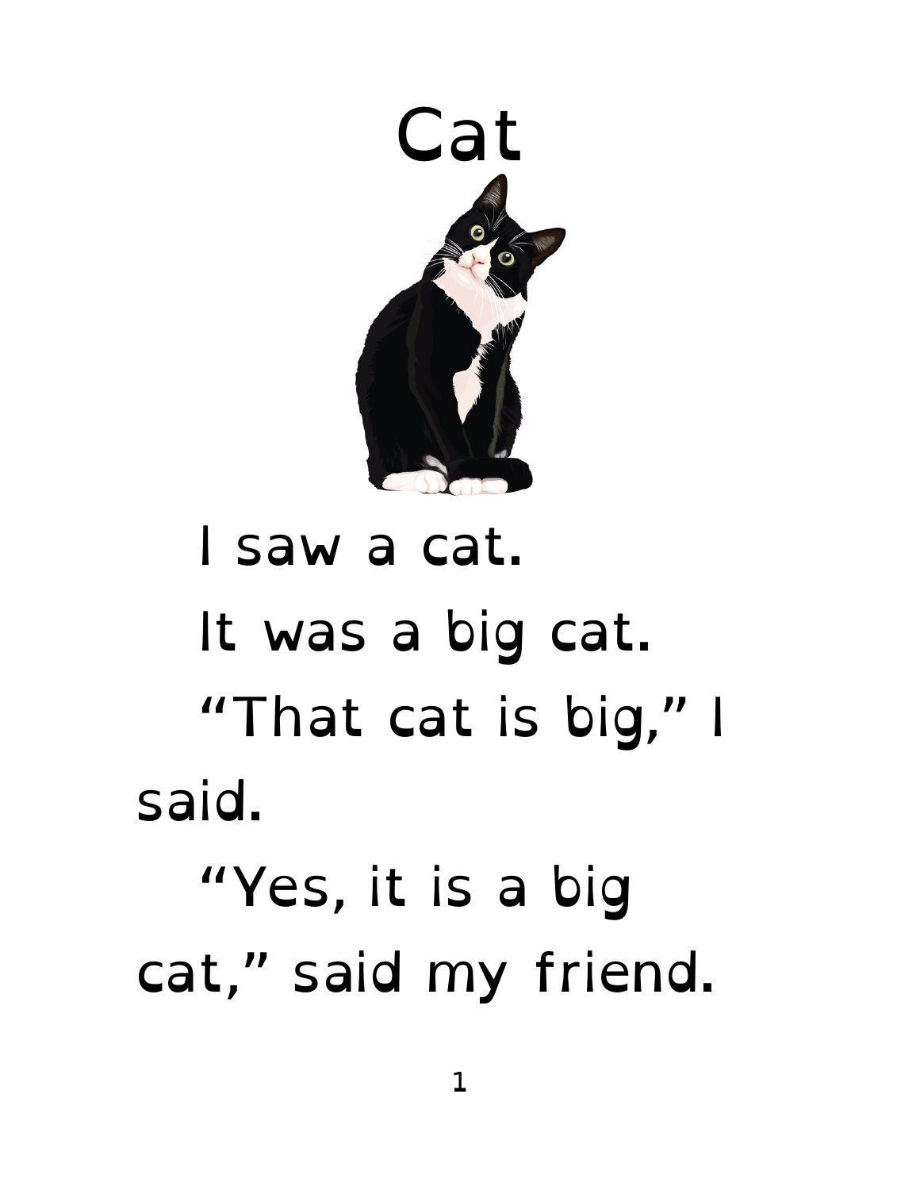# Cat

I saw a cat.

It was a big cat.

"That cat is big," I said.

"Yes, it is a big cat," said my friend.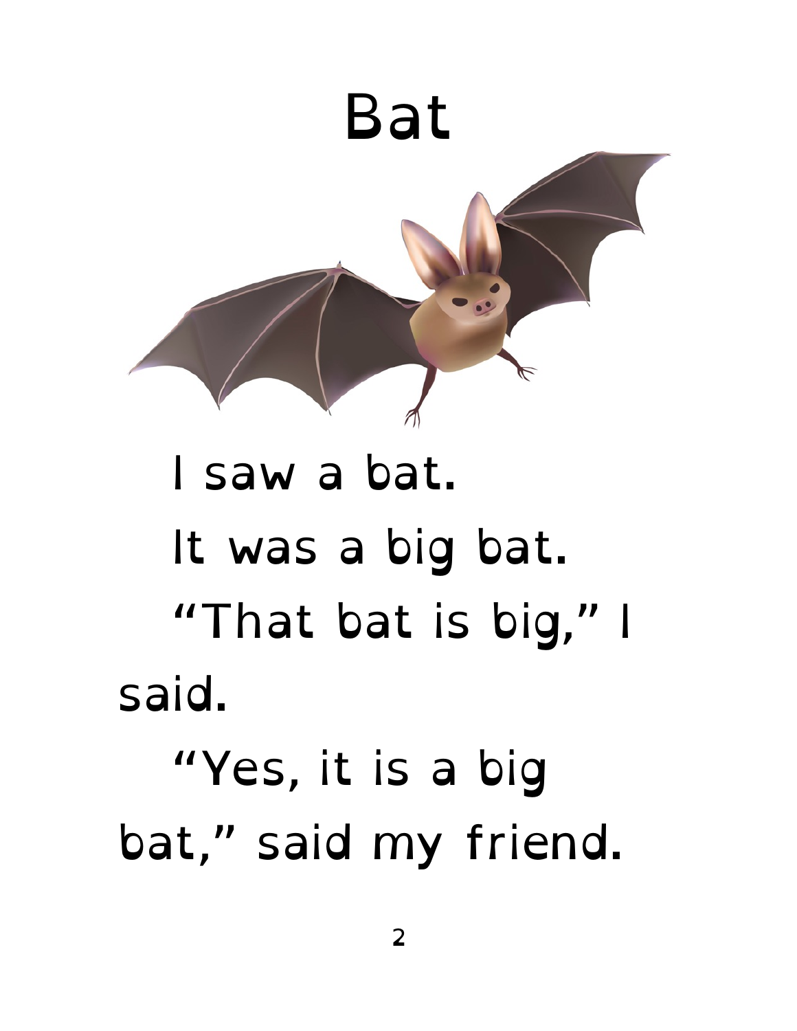# Bat

I saw a bat.

It was a big bat.

"That bat is big," I said.

"Yes, it is a big bat," said my friend.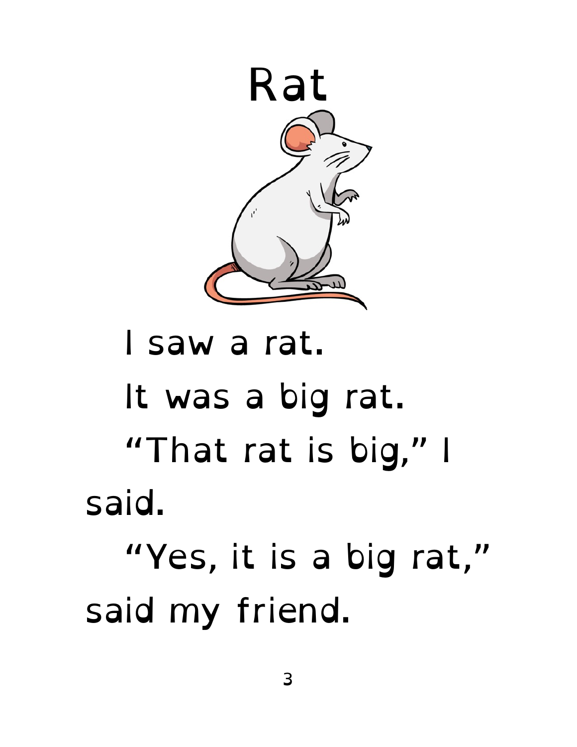# Rat

I saw a rat.

It was a big rat.

"That rat is big," I said.

"Yes, it is a big rat," said my friend.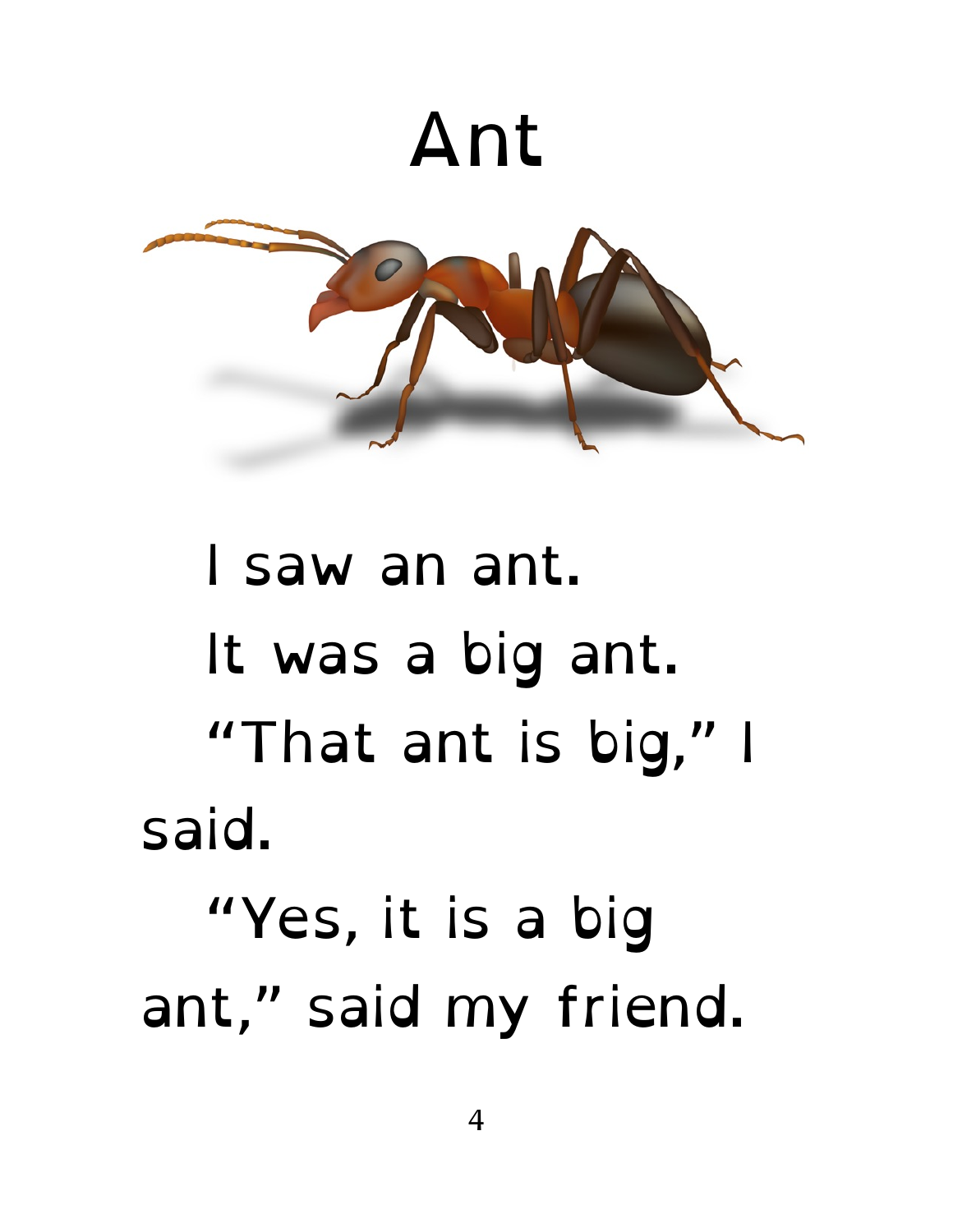# Ant

I saw an ant.

It was a big ant.

"That ant is big," I said.

"Yes, it is a big ant," said my friend.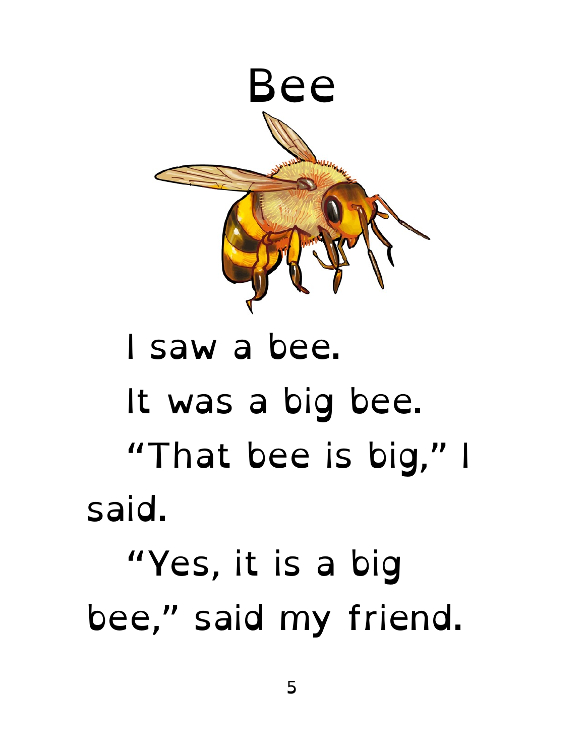# Bee

I saw a bee.

It was a big bee.

"That bee is big," I said.

"Yes, it is a big bee," said my friend.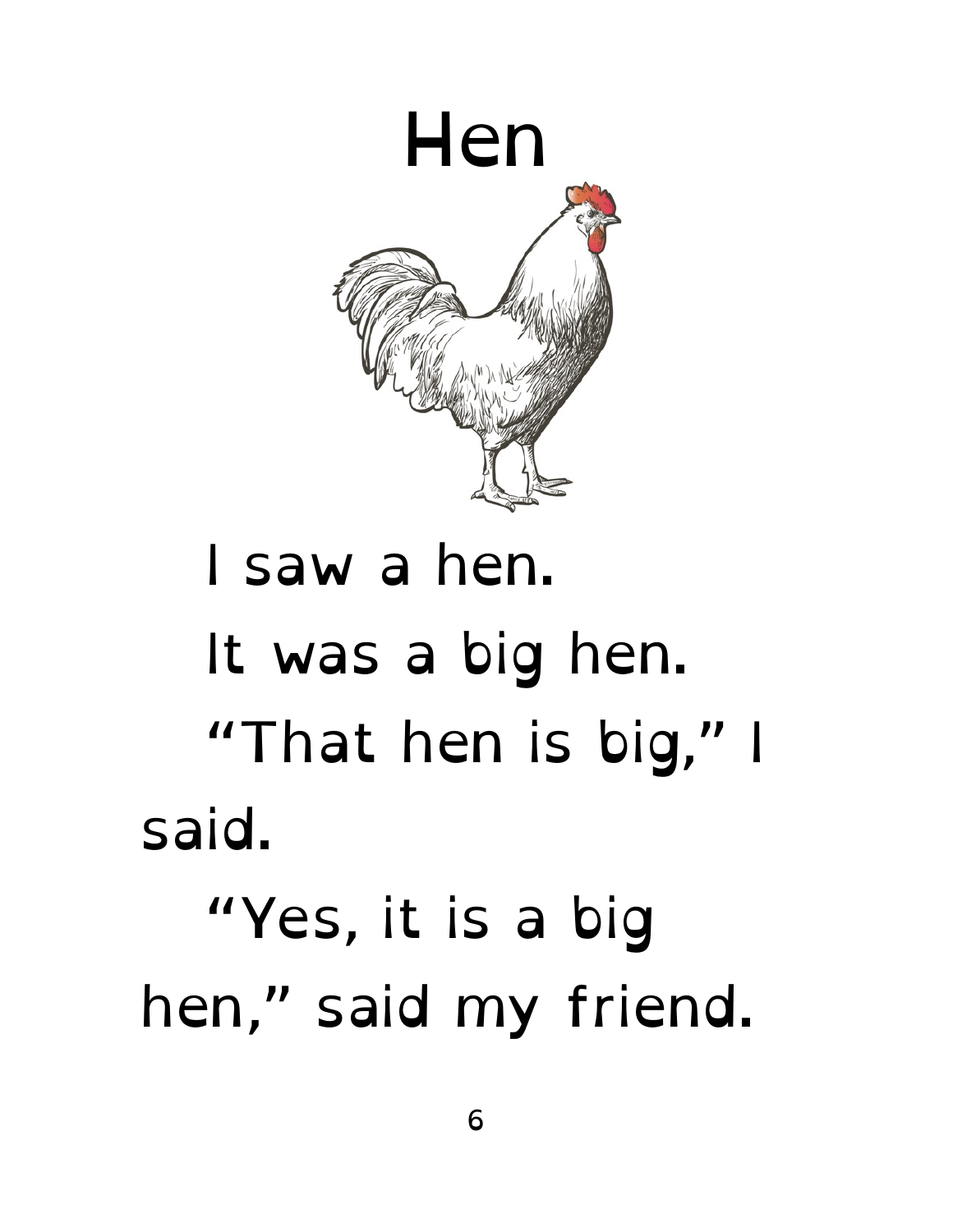# Hen

I saw a hen.

It was a big hen.

"That hen is big," I said.

"Yes, it is a big hen," said my friend.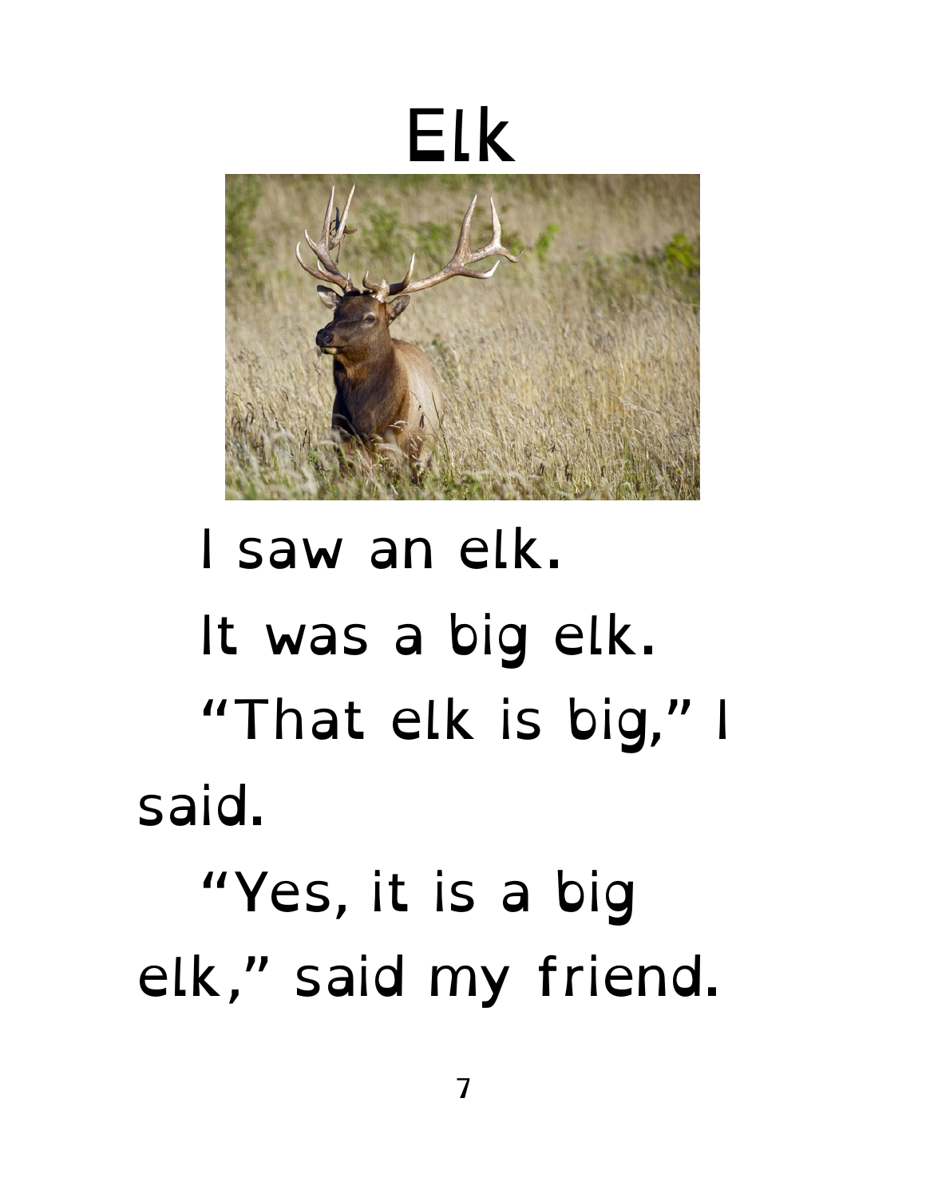# Elk

I saw an elk.

It was a big elk.

"That elk is big," I said.

"Yes, it is a big elk," said my friend.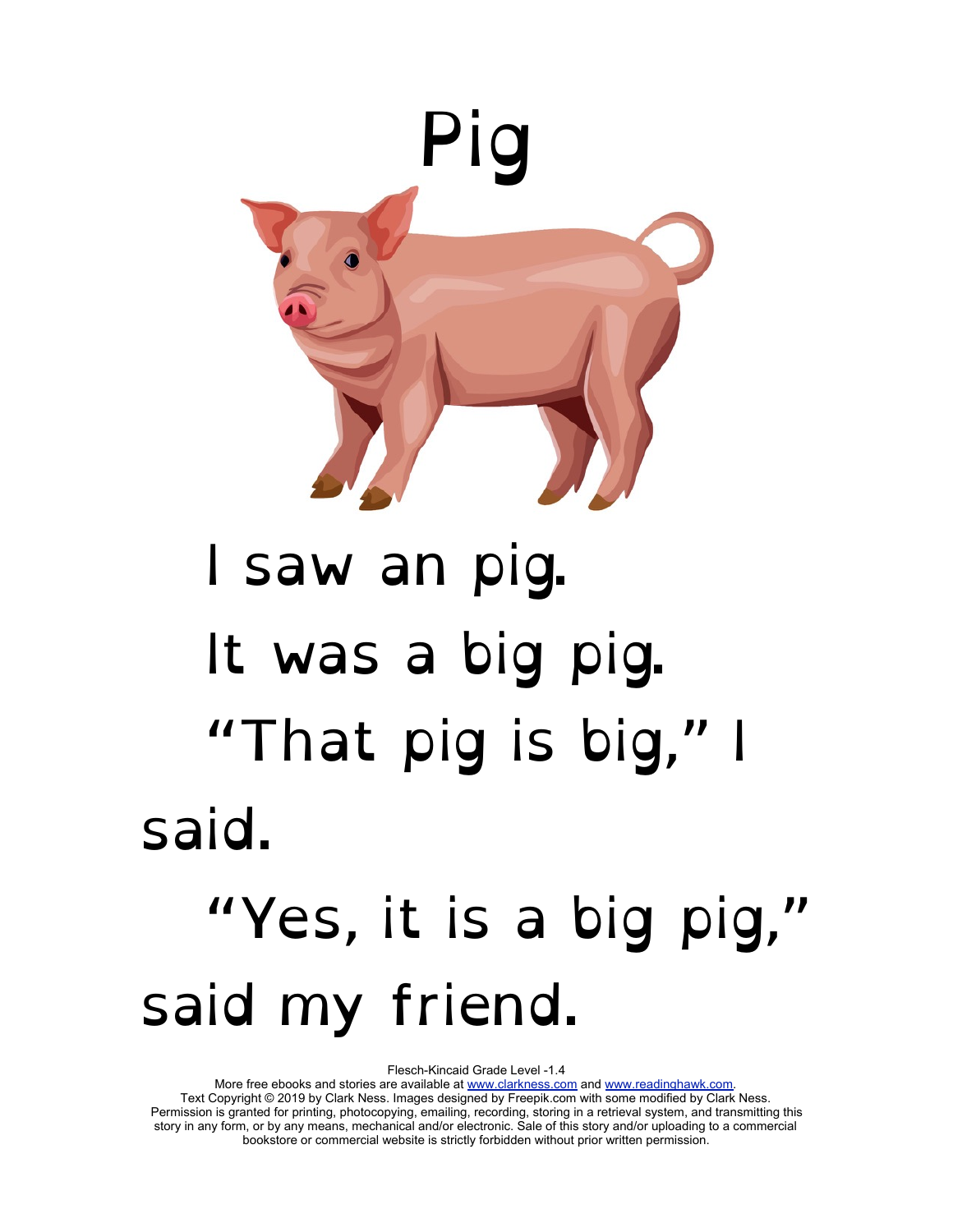# Pig

I saw an pig.

It was a big pig.

"That pig is big," I said.

"Yes, it is a big pig," said my friend.

Flesch-Kincaid Grade Level -1.4

More free ebooks and stories are available at www.clarkness.com and www.readinghawk.com.

Text Copyright © 2019 by Clark Ness. Images designed by Freepik.com with some modified by Clark Ness. Permission is granted for printing, photocopying, emailing, recording, storing in a retrieval system, and transmitting this story in any form, or by any means, mechanical and/or electronic. Sale of this story and/or uploading to a commercial bookstore or commercial website is strictly forbidden without prior written permission.